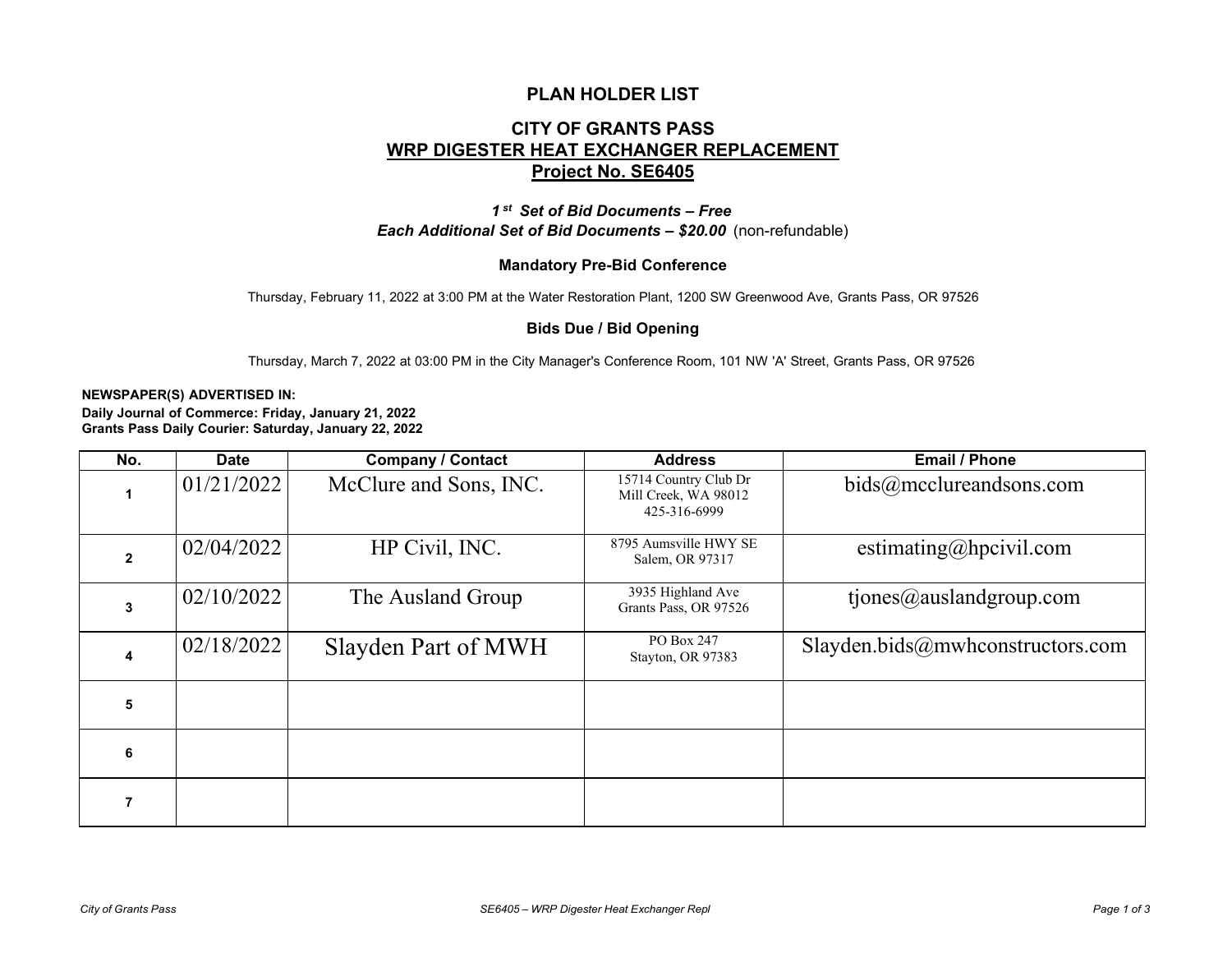# PLAN HOLDER LIST

## CITY OF GRANTS PASS

## WRP DIGESTER HEAT EXCHANGER REPLACEMENT

## Project No. SE6405

***1st Set of Bid Documents – Free***

***Each Additional Set of Bid Documents – $20.00*** (non-refundable)

### Mandatory Pre-Bid Conference

Thursday, February 11, 2022 at 3:00 PM at the Water Restoration Plant, 1200 SW Greenwood Ave, Grants Pass, OR 97526

### Bids Due / Bid Opening

Thursday, March 7, 2022 at 03:00 PM in the City Manager's Conference Room, 101 NW 'A' Street, Grants Pass, OR 97526

**NEWSPAPER(S) ADVERTISED IN:**

**Daily Journal of Commerce: Friday, January 21, 2022**
**Grants Pass Daily Courier: Saturday, January 22, 2022**

| No. | Date | Company / Contact | Address | Email / Phone |
|---|---|---|---|---|
| 1 | 01/21/2022 | McClure and Sons, INC. | 15714 Country Club Dr<br>Mill Creek, WA 98012<br>425-316-6999 | bids@mcclureandsons.com |
| 2 | 02/04/2022 | HP Civil, INC. | 8795 Aumsville HWY SE<br>Salem, OR 97317 | estimating@hpcivil.com |
| 3 | 02/10/2022 | The Ausland Group | 3935 Highland Ave<br>Grants Pass, OR 97526 | tjones@auslandgroup.com |
| 4 | 02/18/2022 | Slayden Part of MWH | PO Box 247<br>Stayton, OR 97383 | Slayden.bids@mwhconstructors.com |
| 5 | | | | |
| 6 | | | | |
| 7 | | | | |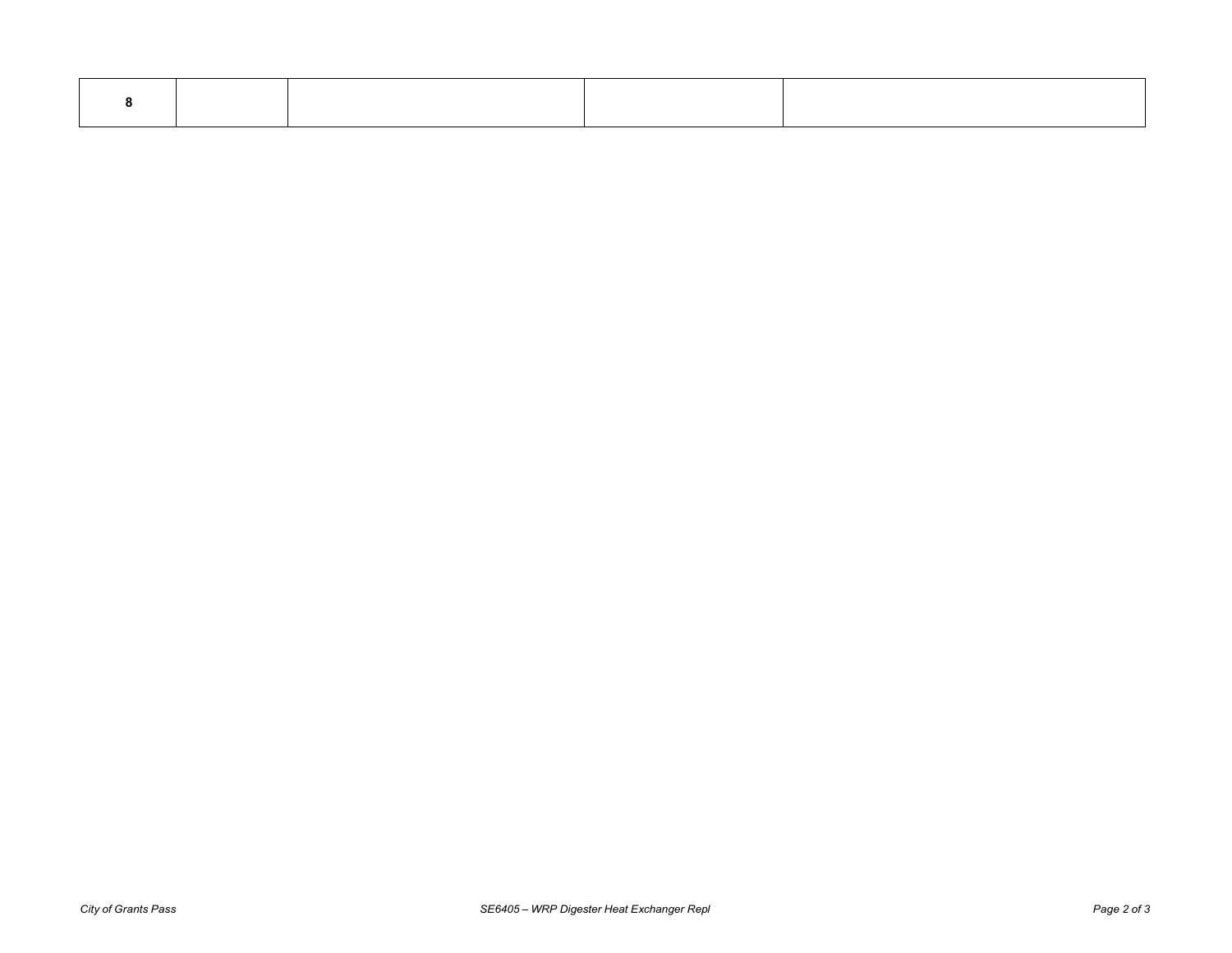| | | | | |
|---|---|---|---|---|
| **8** | | | | |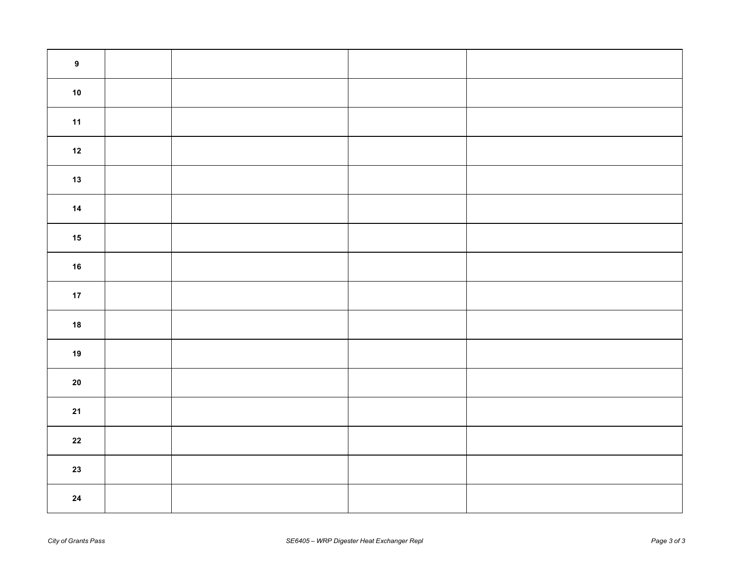| | | | | |
|---|---|---|---|---|
| **9** | | | | |
| **10** | | | | |
| **11** | | | | |
| **12** | | | | |
| **13** | | | | |
| **14** | | | | |
| **15** | | | | |
| **16** | | | | |
| **17** | | | | |
| **18** | | | | |
| **19** | | | | |
| **20** | | | | |
| **21** | | | | |
| **22** | | | | |
| **23** | | | | |
| **24** | | | | |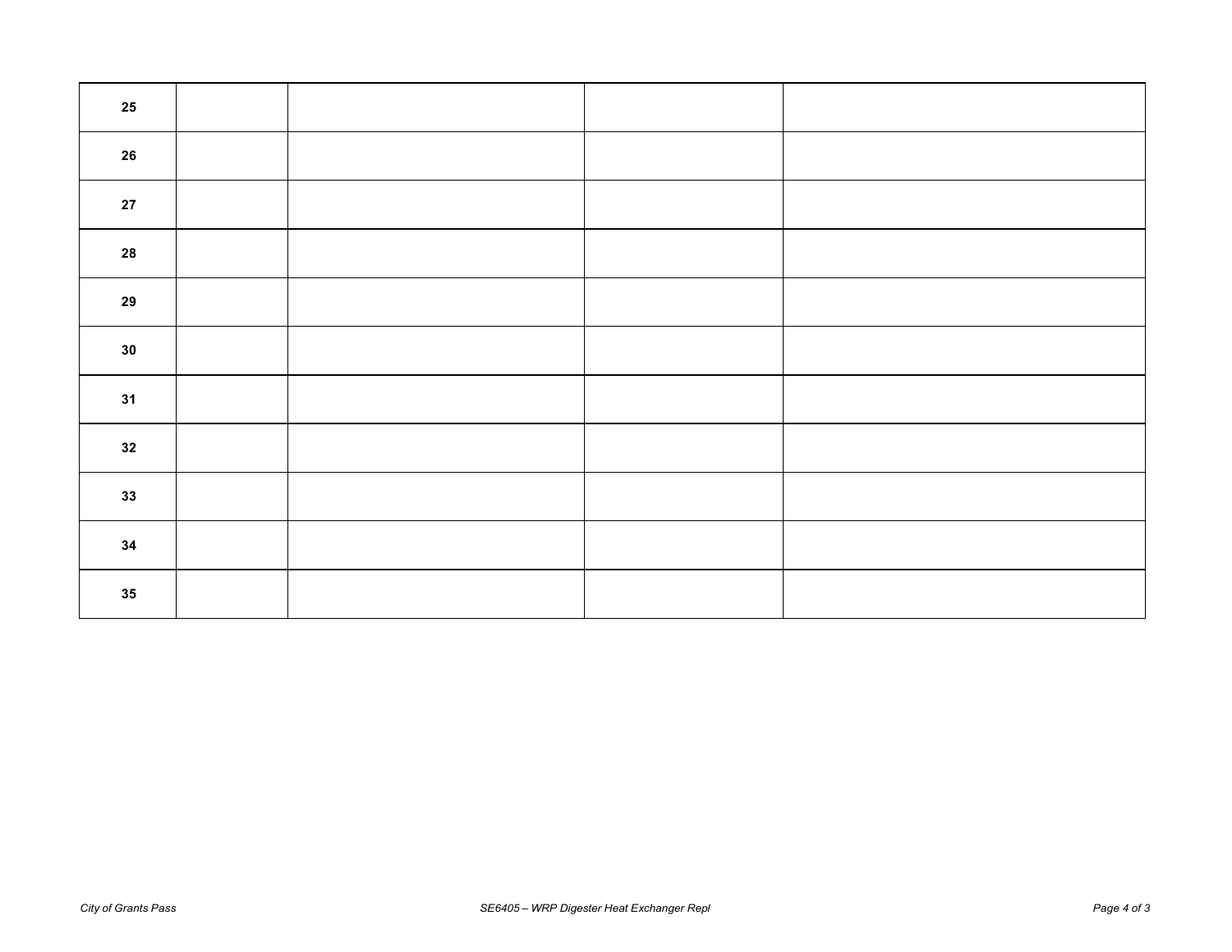| | | | | |
|---|---|---|---|---|
| **25** | | | | |
| **26** | | | | |
| **27** | | | | |
| **28** | | | | |
| **29** | | | | |
| **30** | | | | |
| **31** | | | | |
| **32** | | | | |
| **33** | | | | |
| **34** | | | | |
| **35** | | | | |